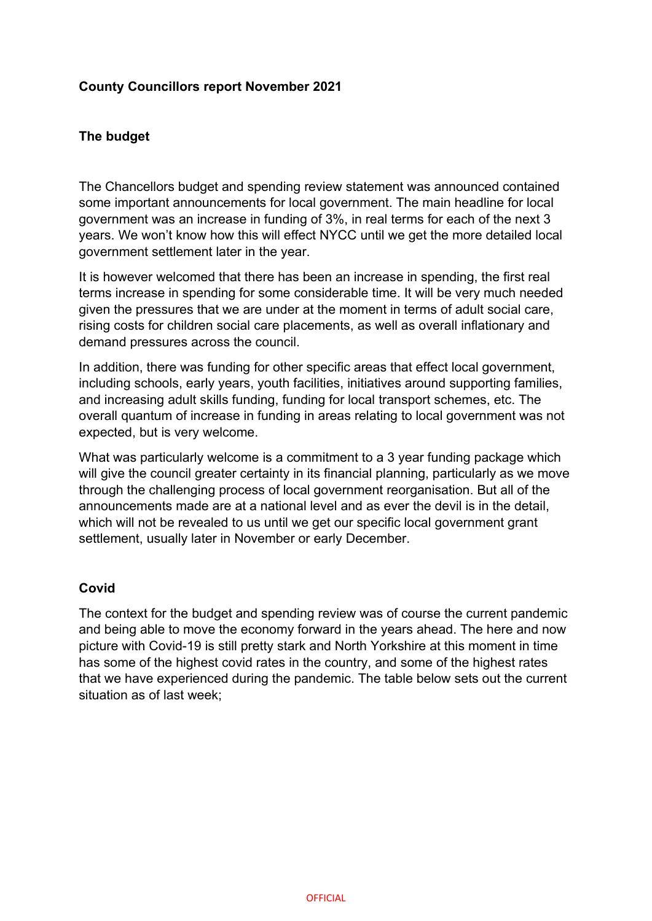**County Councillors report November 2021**

**The budget**

The Chancellors budget and spending review statement was announced contained some important announcements for local government. The main headline for local government was an increase in funding of 3%, in real terms for each of the next 3 years. We won't know how this will effect NYCC until we get the more detailed local government settlement later in the year.

It is however welcomed that there has been an increase in spending, the first real terms increase in spending for some considerable time. It will be very much needed given the pressures that we are under at the moment in terms of adult social care, rising costs for children social care placements, as well as overall inflationary and demand pressures across the council.

In addition, there was funding for other specific areas that effect local government, including schools, early years, youth facilities, initiatives around supporting families, and increasing adult skills funding, funding for local transport schemes, etc. The overall quantum of increase in funding in areas relating to local government was not expected, but is very welcome.

What was particularly welcome is a commitment to a 3 year funding package which will give the council greater certainty in its financial planning, particularly as we move through the challenging process of local government reorganisation. But all of the announcements made are at a national level and as ever the devil is in the detail, which will not be revealed to us until we get our specific local government grant settlement, usually later in November or early December.

**Covid**

The context for the budget and spending review was of course the current pandemic and being able to move the economy forward in the years ahead. The here and now picture with Covid-19 is still pretty stark and North Yorkshire at this moment in time has some of the highest covid rates in the country, and some of the highest rates that we have experienced during the pandemic. The table below sets out the current situation as of last week;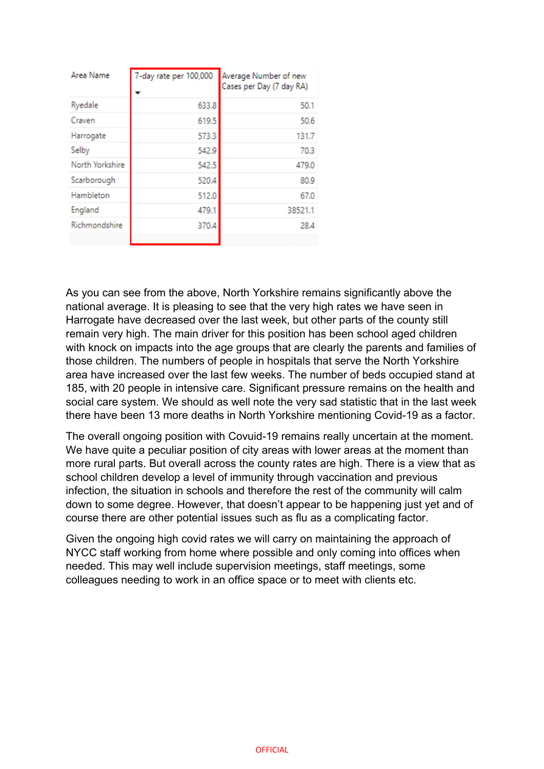| Area Name | 7-day rate per 100,000 | Average Number of new Cases per Day (7 day RA) |
|---|---|---|
| Ryedale | 633.8 | 50.1 |
| Craven | 619.5 | 50.6 |
| Harrogate | 573.3 | 131.7 |
| Selby | 542.9 | 70.3 |
| North Yorkshire | 542.5 | 479.0 |
| Scarborough | 520.4 | 80.9 |
| Hambleton | 512.0 | 67.0 |
| England | 479.1 | 38521.1 |
| Richmondshire | 370.4 | 28.4 |

As you can see from the above, North Yorkshire remains significantly above the national average. It is pleasing to see that the very high rates we have seen in Harrogate have decreased over the last week, but other parts of the county still remain very high. The main driver for this position has been school aged children with knock on impacts into the age groups that are clearly the parents and families of those children. The numbers of people in hospitals that serve the North Yorkshire area have increased over the last few weeks. The number of beds occupied stand at 185, with 20 people in intensive care. Significant pressure remains on the health and social care system. We should as well note the very sad statistic that in the last week there have been 13 more deaths in North Yorkshire mentioning Covid-19 as a factor.

The overall ongoing position with Covuid-19 remains really uncertain at the moment. We have quite a peculiar position of city areas with lower areas at the moment than more rural parts. But overall across the county rates are high. There is a view that as school children develop a level of immunity through vaccination and previous infection, the situation in schools and therefore the rest of the community will calm down to some degree. However, that doesn't appear to be happening just yet and of course there are other potential issues such as flu as a complicating factor.

Given the ongoing high covid rates we will carry on maintaining the approach of NYCC staff working from home where possible and only coming into offices when needed. This may well include supervision meetings, staff meetings, some colleagues needing to work in an office space or to meet with clients etc.